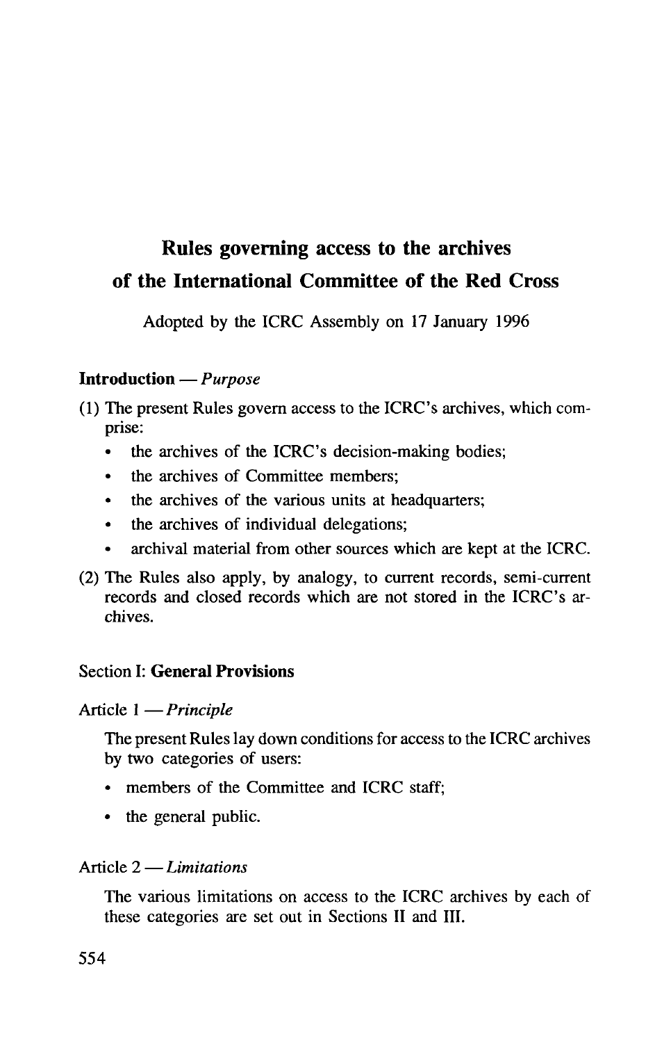# Rules governing access to the archives of the International Committee of the Red Cross

Adopted by the ICRC Assembly on 17 January 1996

## Introduction — *Purpose*

(1) The present Rules govern access to the ICRC's archives, which comprise:

- the archives of the ICRC's decision-making bodies;
- the archives of Committee members;
- the archives of the various units at headquarters;
- the archives of individual delegations;
- archival material from other sources which are kept at the ICRC.

(2) The Rules also apply, by analogy, to current records, semi-current records and closed records which are not stored in the ICRC's archives.

## Section I: **General Provisions**

### Article 1 — *Principle*

The present Rules lay down conditions for access to the ICRC archives by two categories of users:

- members of the Committee and ICRC staff;
- the general public.

### Article 2 — *Limitations*

The various limitations on access to the ICRC archives by each of these categories are set out in Sections II and III.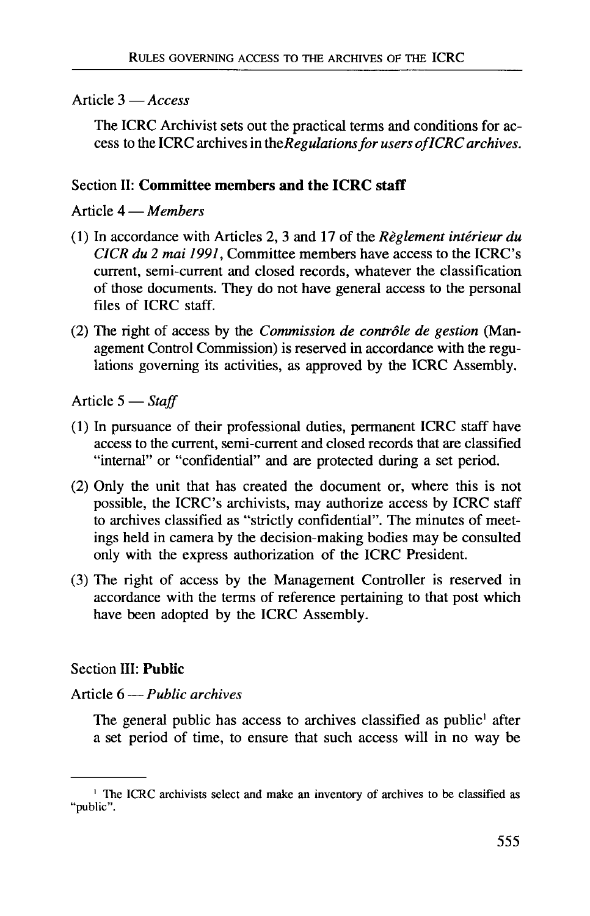Article 3 — *Access*

The ICRC Archivist sets out the practical terms and conditions for access to the ICRC archives in the *Regulations for users of ICRC archives.*

## Section II: **Committee members and the ICRC staff**

Article 4 — *Members*

(1) In accordance with Articles 2, 3 and 17 of the *Règlement intérieur du CICR du 2 mai 1991*, Committee members have access to the ICRC's current, semi-current and closed records, whatever the classification of those documents. They do not have general access to the personal files of ICRC staff.

(2) The right of access by the *Commission de contrôle de gestion* (Management Control Commission) is reserved in accordance with the regulations governing its activities, as approved by the ICRC Assembly.

Article 5 — *Staff*

(1) In pursuance of their professional duties, permanent ICRC staff have access to the current, semi-current and closed records that are classified "internal" or "confidential" and are protected during a set period.

(2) Only the unit that has created the document or, where this is not possible, the ICRC's archivists, may authorize access by ICRC staff to archives classified as "strictly confidential". The minutes of meetings held in camera by the decision-making bodies may be consulted only with the express authorization of the ICRC President.

(3) The right of access by the Management Controller is reserved in accordance with the terms of reference pertaining to that post which have been adopted by the ICRC Assembly.

## Section III: **Public**

Article 6 — *Public archives*

The general public has access to archives classified as public[1] after a set period of time, to ensure that such access will in no way be

[1] The ICRC archivists select and make an inventory of archives to be classified as "public".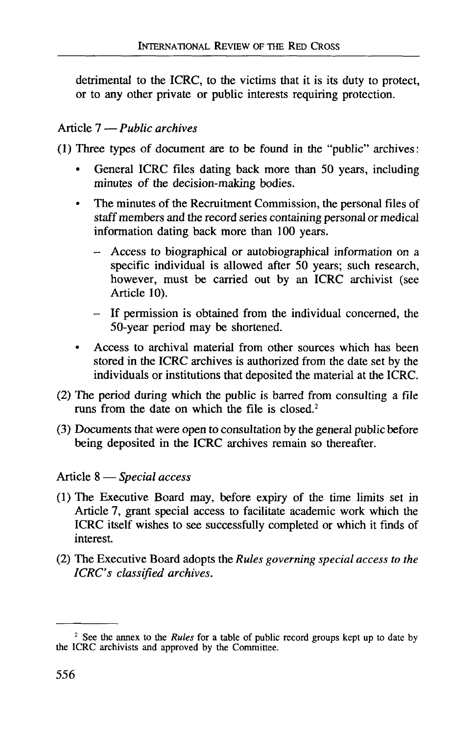detrimental to the ICRC, to the victims that it is its duty to protect, or to any other private or public interests requiring protection.

Article 7 — *Public archives*

(1) Three types of document are to be found in the "public" archives:

- General ICRC files dating back more than 50 years, including minutes of the decision-making bodies.
- The minutes of the Recruitment Commission, the personal files of staff members and the record series containing personal or medical information dating back more than 100 years.
  - Access to biographical or autobiographical information on a specific individual is allowed after 50 years; such research, however, must be carried out by an ICRC archivist (see Article 10).
  - If permission is obtained from the individual concerned, the 50-year period may be shortened.
- Access to archival material from other sources which has been stored in the ICRC archives is authorized from the date set by the individuals or institutions that deposited the material at the ICRC.

(2) The period during which the public is barred from consulting a file runs from the date on which the file is closed.[2]

(3) Documents that were open to consultation by the general public before being deposited in the ICRC archives remain so thereafter.

Article 8 — *Special access*

(1) The Executive Board may, before expiry of the time limits set in Article 7, grant special access to facilitate academic work which the ICRC itself wishes to see successfully completed or which it finds of interest.

(2) The Executive Board adopts the *Rules governing special access to the ICRC's classified archives.*

---

[2] See the annex to the *Rules* for a table of public record groups kept up to date by the ICRC archivists and approved by the Committee.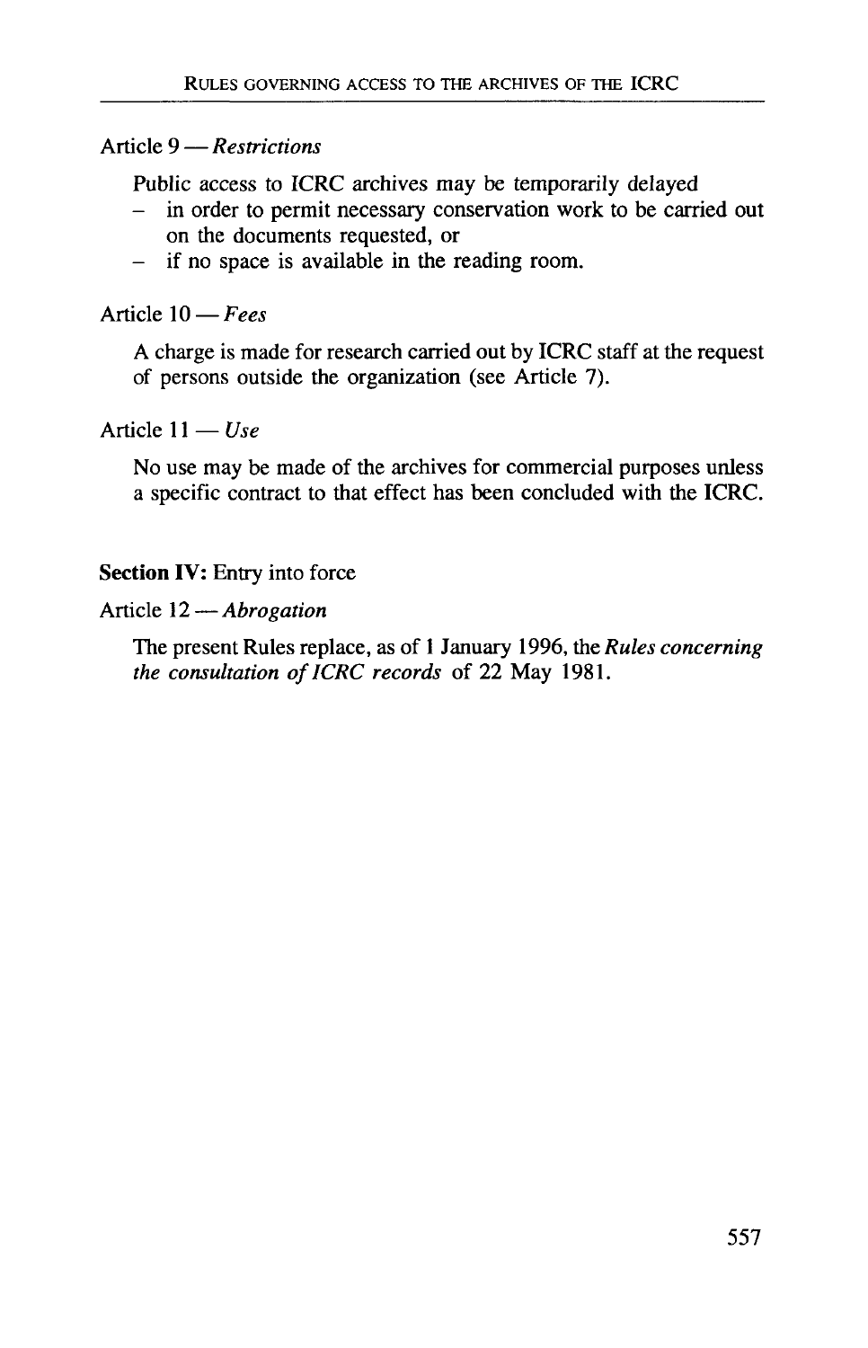Article 9 — *Restrictions*

Public access to ICRC archives may be temporarily delayed

- in order to permit necessary conservation work to be carried out on the documents requested, or
- if no space is available in the reading room.

Article 10 — *Fees*

A charge is made for research carried out by ICRC staff at the request of persons outside the organization (see Article 7).

Article 11 — *Use*

No use may be made of the archives for commercial purposes unless a specific contract to that effect has been concluded with the ICRC.

**Section IV:** Entry into force

Article 12 — *Abrogation*

The present Rules replace, as of 1 January 1996, the *Rules concerning the consultation of ICRC records* of 22 May 1981.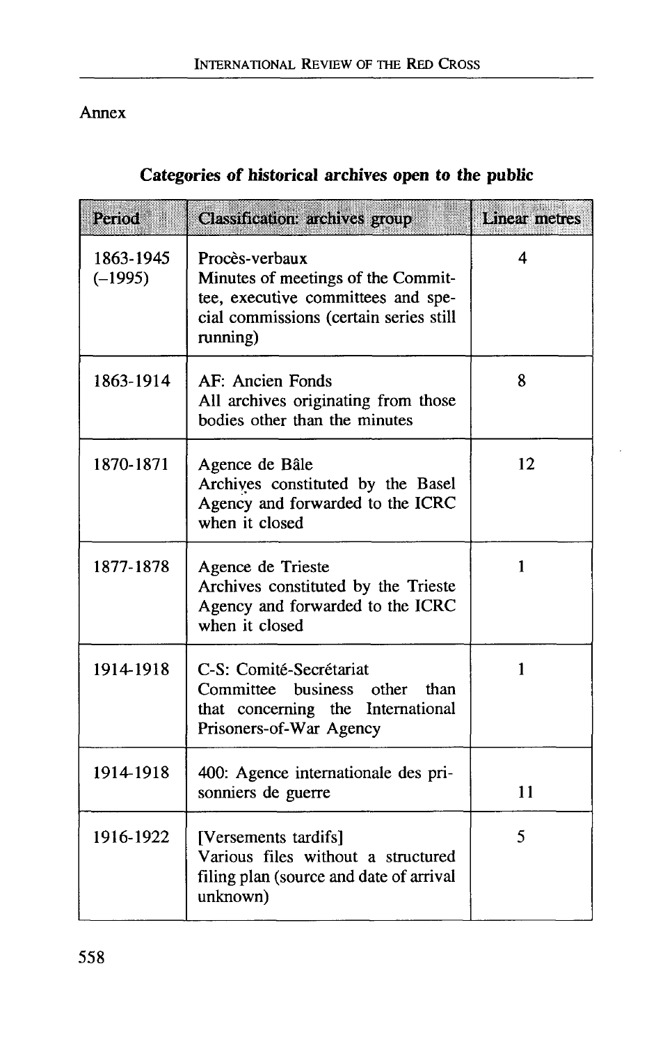Annex

### Categories of historical archives open to the public

| Period | Classification: archives group | Linear metres |
|---|---|---|
| 1863-1945 (–1995) | Procès-verbaux<br>Minutes of meetings of the Committee, executive committees and special commissions (certain series still running) | 4 |
| 1863-1914 | AF: Ancien Fonds<br>All archives originating from those bodies other than the minutes | 8 |
| 1870-1871 | Agence de Bâle<br>Archives constituted by the Basel Agency and forwarded to the ICRC when it closed | 12 |
| 1877-1878 | Agence de Trieste<br>Archives constituted by the Trieste Agency and forwarded to the ICRC when it closed | 1 |
| 1914-1918 | C-S: Comité-Secrétariat<br>Committee business other than that concerning the International Prisoners-of-War Agency | 1 |
| 1914-1918 | 400: Agence internationale des prisonniers de guerre | 11 |
| 1916-1922 | [Versements tardifs]<br>Various files without a structured filing plan (source and date of arrival unknown) | 5 |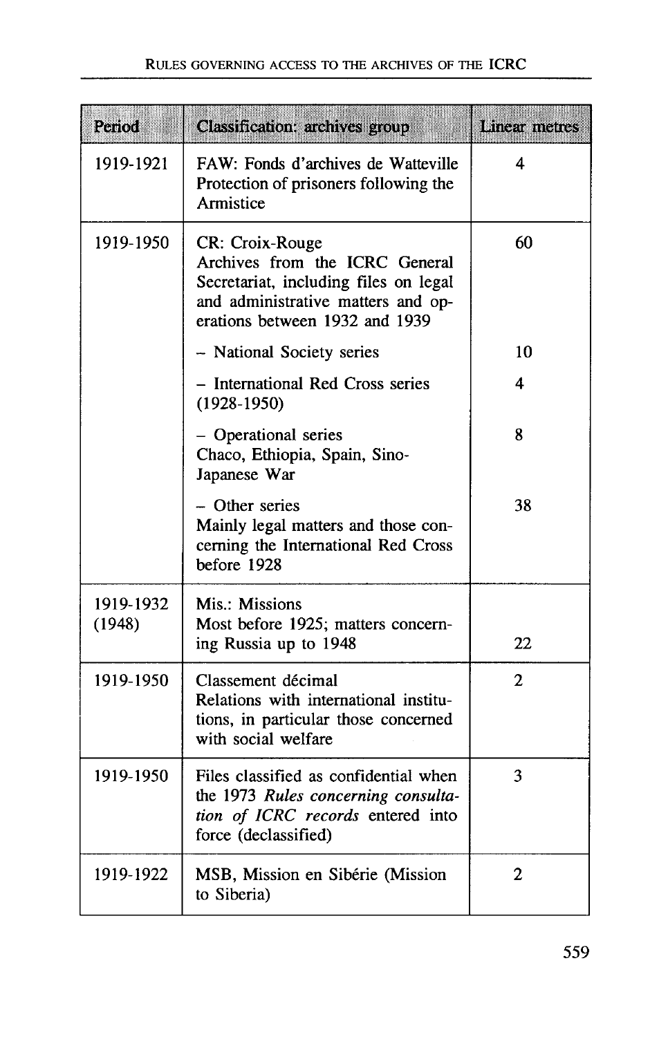| Period | Classification: archives group | Linear metres |
|---|---|---|
| 1919-1921 | FAW: Fonds d'archives de Watteville<br>Protection of prisoners following the Armistice | 4 |
| 1919-1950 | CR: Croix-Rouge<br>Archives from the ICRC General Secretariat, including files on legal and administrative matters and operations between 1932 and 1939 | 60 |
| | – National Society series | 10 |
| | – International Red Cross series (1928-1950) | 4 |
| | – Operational series<br>Chaco, Ethiopia, Spain, Sino-Japanese War | 8 |
| | – Other series<br>Mainly legal matters and those concerning the International Red Cross before 1928 | 38 |
| 1919-1932 (1948) | Mis.: Missions<br>Most before 1925; matters concerning Russia up to 1948 | 22 |
| 1919-1950 | Classement décimal<br>Relations with international institutions, in particular those concerned with social welfare | 2 |
| 1919-1950 | Files classified as confidential when the 1973 *Rules concerning consultation of ICRC records* entered into force (declassified) | 3 |
| 1919-1922 | MSB, Mission en Sibérie (Mission to Siberia) | 2 |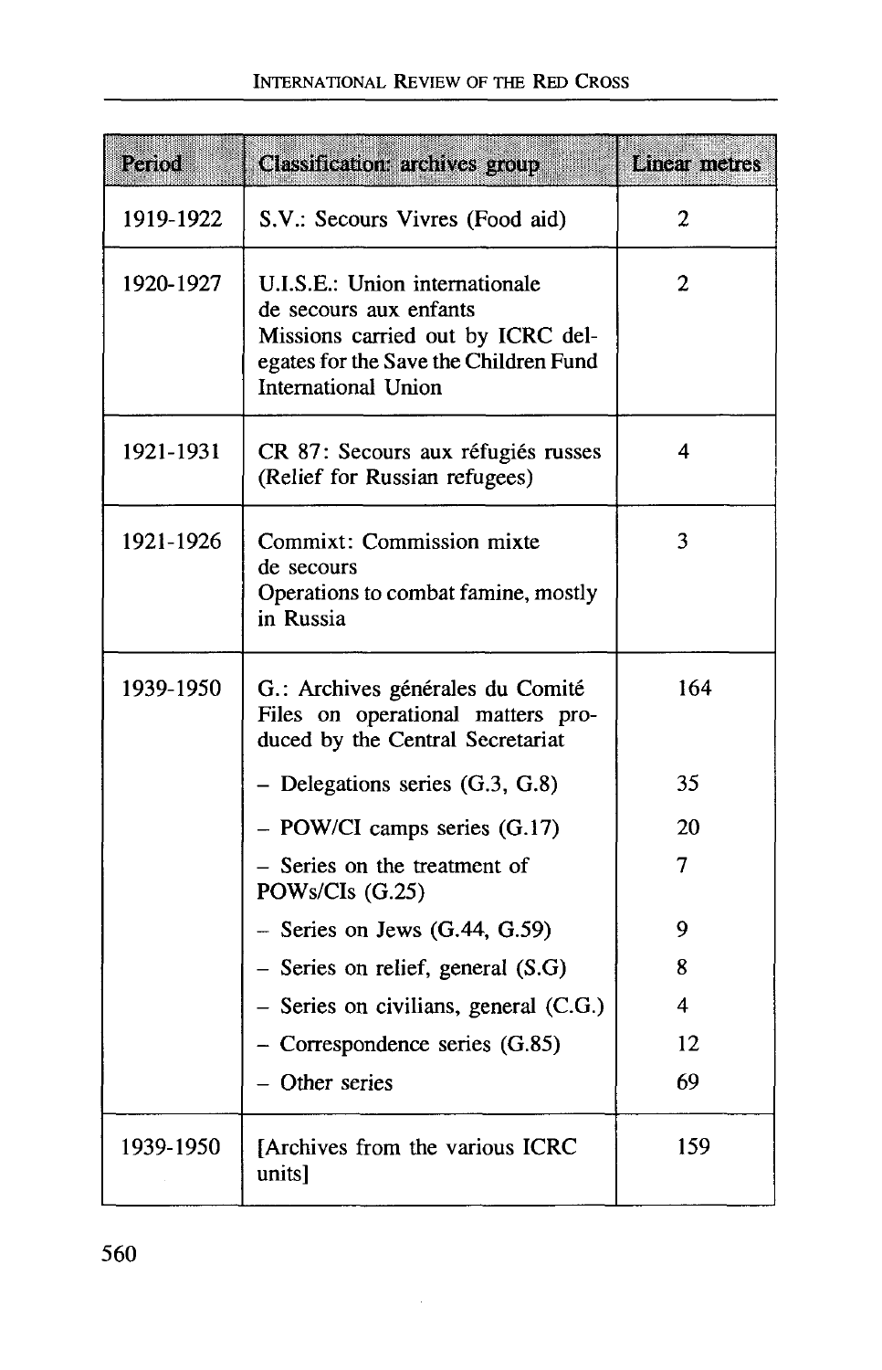| Period | Classification: archives group | Linear metres |
|---|---|---|
| 1919-1922 | S.V.: Secours Vivres (Food aid) | 2 |
| 1920-1927 | U.I.S.E.: Union internationale de secours aux enfants<br>Missions carried out by ICRC delegates for the Save the Children Fund International Union | 2 |
| 1921-1931 | CR 87: Secours aux réfugiés russes (Relief for Russian refugees) | 4 |
| 1921-1926 | Commixt: Commission mixte de secours<br>Operations to combat famine, mostly in Russia | 3 |
| 1939-1950 | G.: Archives générales du Comité<br>Files on operational matters produced by the Central Secretariat | 164 |
| | – Delegations series (G.3, G.8) | 35 |
| | – POW/CI camps series (G.17) | 20 |
| | – Series on the treatment of POWs/CIs (G.25) | 7 |
| | – Series on Jews (G.44, G.59) | 9 |
| | – Series on relief, general (S.G) | 8 |
| | – Series on civilians, general (C.G.) | 4 |
| | – Correspondence series (G.85) | 12 |
| | – Other series | 69 |
| 1939-1950 | [Archives from the various ICRC units] | 159 |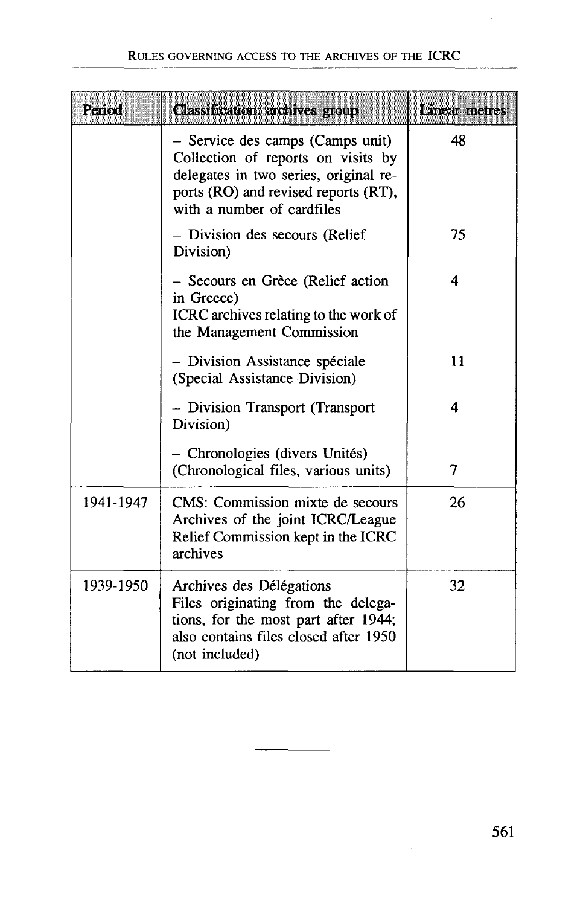| Period | Classification: archives group | Linear metres |
| --- | --- | --- |
| | – Service des camps (Camps unit) Collection of reports on visits by delegates in two series, original reports (RO) and revised reports (RT), with a number of cardfiles | 48 |
| | – Division des secours (Relief Division) | 75 |
| | – Secours en Grèce (Relief action in Greece) ICRC archives relating to the work of the Management Commission | 4 |
| | – Division Assistance spéciale (Special Assistance Division) | 11 |
| | – Division Transport (Transport Division) | 4 |
| | – Chronologies (divers Unités) (Chronological files, various units) | 7 |
| 1941-1947 | CMS: Commission mixte de secours Archives of the joint ICRC/League Relief Commission kept in the ICRC archives | 26 |
| 1939-1950 | Archives des Délégations Files originating from the delegations, for the most part after 1944; also contains files closed after 1950 (not included) | 32 |